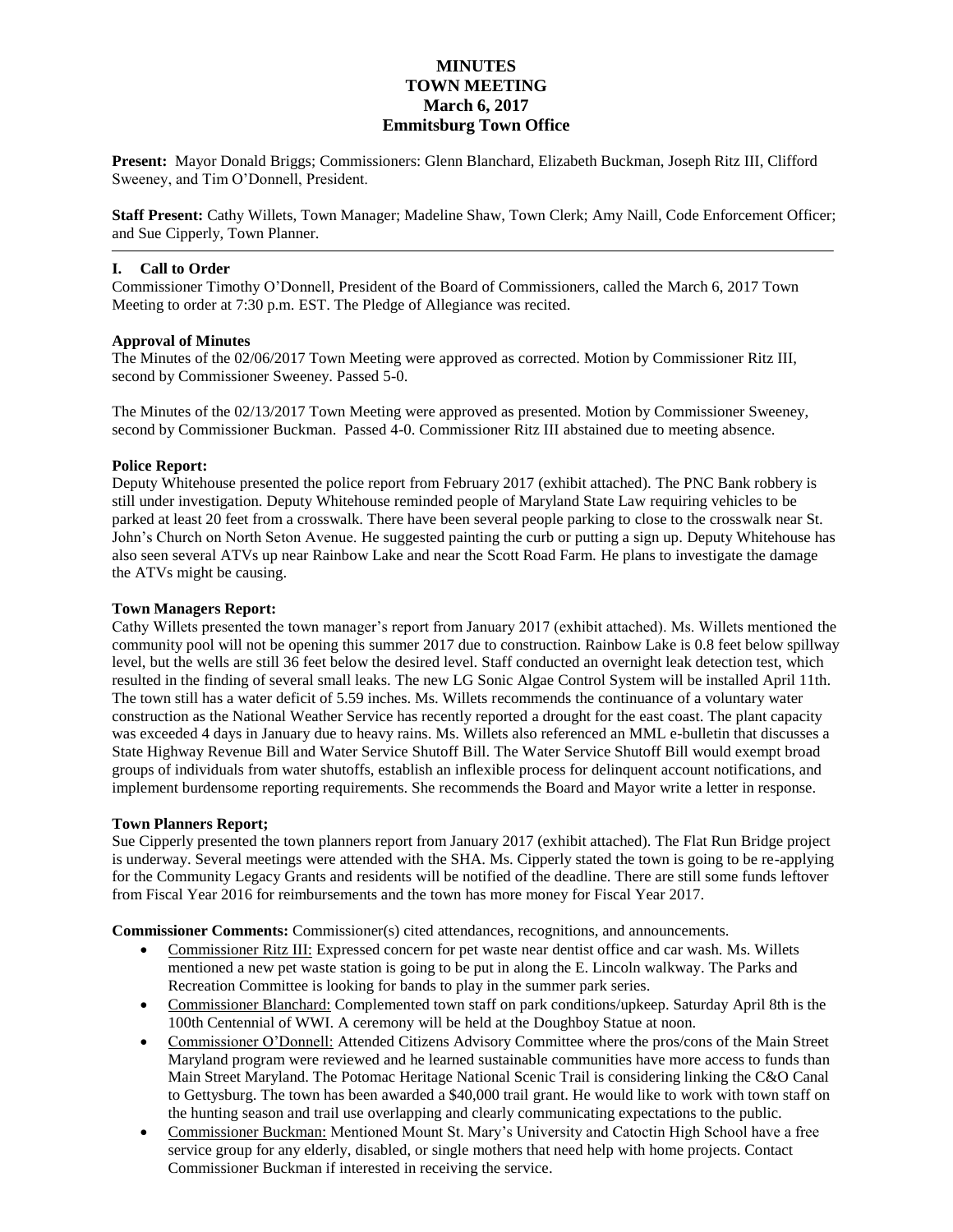# MINUTES
## TOWN MEETING
## March 6, 2017
## Emmitsburg Town Office

**Present:** Mayor Donald Briggs; Commissioners: Glenn Blanchard, Elizabeth Buckman, Joseph Ritz III, Clifford Sweeney, and Tim O'Donnell, President.

**Staff Present:** Cathy Willets, Town Manager; Madeline Shaw, Town Clerk; Amy Naill, Code Enforcement Officer; and Sue Cipperly, Town Planner.

---

### I. Call to Order

Commissioner Timothy O'Donnell, President of the Board of Commissioners, called the March 6, 2017 Town Meeting to order at 7:30 p.m. EST. The Pledge of Allegiance was recited.

**Approval of Minutes**

The Minutes of the 02/06/2017 Town Meeting were approved as corrected. Motion by Commissioner Ritz III, second by Commissioner Sweeney. Passed 5-0.

The Minutes of the 02/13/2017 Town Meeting were approved as presented. Motion by Commissioner Sweeney, second by Commissioner Buckman. Passed 4-0. Commissioner Ritz III abstained due to meeting absence.

**Police Report:**

Deputy Whitehouse presented the police report from February 2017 (exhibit attached). The PNC Bank robbery is still under investigation. Deputy Whitehouse reminded people of Maryland State Law requiring vehicles to be parked at least 20 feet from a crosswalk. There have been several people parking to close to the crosswalk near St. John's Church on North Seton Avenue. He suggested painting the curb or putting a sign up. Deputy Whitehouse has also seen several ATVs up near Rainbow Lake and near the Scott Road Farm. He plans to investigate the damage the ATVs might be causing.

**Town Managers Report:**

Cathy Willets presented the town manager's report from January 2017 (exhibit attached). Ms. Willets mentioned the community pool will not be opening this summer 2017 due to construction. Rainbow Lake is 0.8 feet below spillway level, but the wells are still 36 feet below the desired level. Staff conducted an overnight leak detection test, which resulted in the finding of several small leaks. The new LG Sonic Algae Control System will be installed April 11th. The town still has a water deficit of 5.59 inches. Ms. Willets recommends the continuance of a voluntary water construction as the National Weather Service has recently reported a drought for the east coast. The plant capacity was exceeded 4 days in January due to heavy rains. Ms. Willets also referenced an MML e-bulletin that discusses a State Highway Revenue Bill and Water Service Shutoff Bill. The Water Service Shutoff Bill would exempt broad groups of individuals from water shutoffs, establish an inflexible process for delinquent account notifications, and implement burdensome reporting requirements. She recommends the Board and Mayor write a letter in response.

**Town Planners Report;**

Sue Cipperly presented the town planners report from January 2017 (exhibit attached). The Flat Run Bridge project is underway. Several meetings were attended with the SHA. Ms. Cipperly stated the town is going to be re-applying for the Community Legacy Grants and residents will be notified of the deadline. There are still some funds leftover from Fiscal Year 2016 for reimbursements and the town has more money for Fiscal Year 2017.

**Commissioner Comments:** Commissioner(s) cited attendances, recognitions, and announcements.

- Commissioner Ritz III: Expressed concern for pet waste near dentist office and car wash. Ms. Willets mentioned a new pet waste station is going to be put in along the E. Lincoln walkway. The Parks and Recreation Committee is looking for bands to play in the summer park series.
- Commissioner Blanchard: Complemented town staff on park conditions/upkeep. Saturday April 8th is the 100th Centennial of WWI. A ceremony will be held at the Doughboy Statue at noon.
- Commissioner O'Donnell: Attended Citizens Advisory Committee where the pros/cons of the Main Street Maryland program were reviewed and he learned sustainable communities have more access to funds than Main Street Maryland. The Potomac Heritage National Scenic Trail is considering linking the C&O Canal to Gettysburg. The town has been awarded a $40,000 trail grant. He would like to work with town staff on the hunting season and trail use overlapping and clearly communicating expectations to the public.
- Commissioner Buckman: Mentioned Mount St. Mary's University and Catoctin High School have a free service group for any elderly, disabled, or single mothers that need help with home projects. Contact Commissioner Buckman if interested in receiving the service.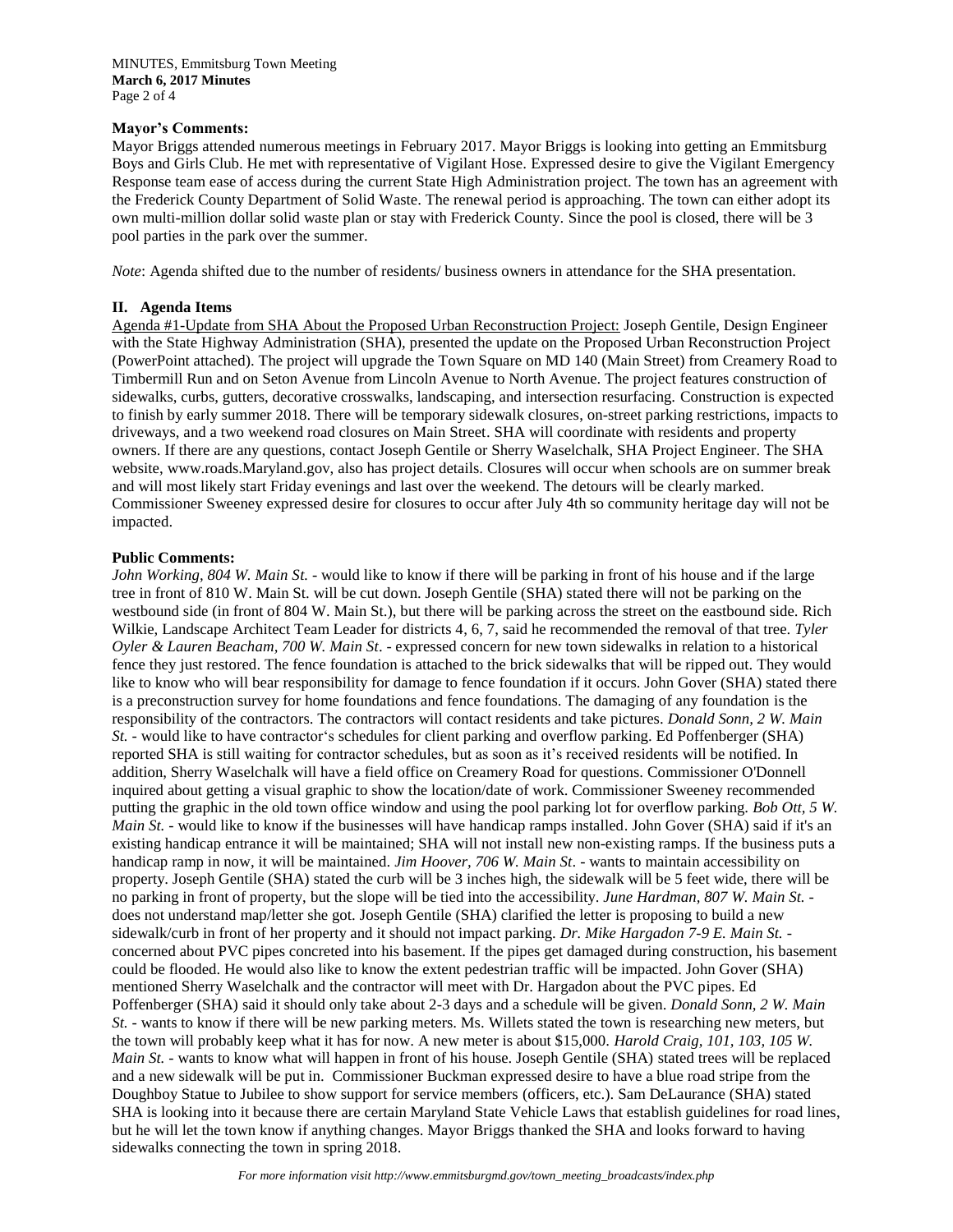**Mayor's Comments:**

Mayor Briggs attended numerous meetings in February 2017. Mayor Briggs is looking into getting an Emmitsburg Boys and Girls Club. He met with representative of Vigilant Hose. Expressed desire to give the Vigilant Emergency Response team ease of access during the current State High Administration project. The town has an agreement with the Frederick County Department of Solid Waste. The renewal period is approaching. The town can either adopt its own multi-million dollar solid waste plan or stay with Frederick County. Since the pool is closed, there will be 3 pool parties in the park over the summer.

*Note*: Agenda shifted due to the number of residents/ business owners in attendance for the SHA presentation.

## II. Agenda Items

Agenda #1-Update from SHA About the Proposed Urban Reconstruction Project: Joseph Gentile, Design Engineer with the State Highway Administration (SHA), presented the update on the Proposed Urban Reconstruction Project (PowerPoint attached). The project will upgrade the Town Square on MD 140 (Main Street) from Creamery Road to Timbermill Run and on Seton Avenue from Lincoln Avenue to North Avenue. The project features construction of sidewalks, curbs, gutters, decorative crosswalks, landscaping, and intersection resurfacing. Construction is expected to finish by early summer 2018. There will be temporary sidewalk closures, on-street parking restrictions, impacts to driveways, and a two weekend road closures on Main Street. SHA will coordinate with residents and property owners. If there are any questions, contact Joseph Gentile or Sherry Waselchalk, SHA Project Engineer. The SHA website, www.roads.Maryland.gov, also has project details. Closures will occur when schools are on summer break and will most likely start Friday evenings and last over the weekend. The detours will be clearly marked. Commissioner Sweeney expressed desire for closures to occur after July 4th so community heritage day will not be impacted.

**Public Comments:**

*John Working, 804 W. Main St.* - would like to know if there will be parking in front of his house and if the large tree in front of 810 W. Main St. will be cut down. Joseph Gentile (SHA) stated there will not be parking on the westbound side (in front of 804 W. Main St.), but there will be parking across the street on the eastbound side. Rich Wilkie, Landscape Architect Team Leader for districts 4, 6, 7, said he recommended the removal of that tree. *Tyler Oyler & Lauren Beacham, 700 W. Main St*. - expressed concern for new town sidewalks in relation to a historical fence they just restored. The fence foundation is attached to the brick sidewalks that will be ripped out. They would like to know who will bear responsibility for damage to fence foundation if it occurs. John Gover (SHA) stated there is a preconstruction survey for home foundations and fence foundations. The damaging of any foundation is the responsibility of the contractors. The contractors will contact residents and take pictures. *Donald Sonn, 2 W. Main St.* - would like to have contractor's schedules for client parking and overflow parking. Ed Poffenberger (SHA) reported SHA is still waiting for contractor schedules, but as soon as it's received residents will be notified. In addition, Sherry Waselchalk will have a field office on Creamery Road for questions. Commissioner O'Donnell inquired about getting a visual graphic to show the location/date of work. Commissioner Sweeney recommended putting the graphic in the old town office window and using the pool parking lot for overflow parking. *Bob Ott, 5 W. Main St.* - would like to know if the businesses will have handicap ramps installed. John Gover (SHA) said if it's an existing handicap entrance it will be maintained; SHA will not install new non-existing ramps. If the business puts a handicap ramp in now, it will be maintained. *Jim Hoover, 706 W. Main St*. - wants to maintain accessibility on property. Joseph Gentile (SHA) stated the curb will be 3 inches high, the sidewalk will be 5 feet wide, there will be no parking in front of property, but the slope will be tied into the accessibility. *June Hardman, 807 W. Main St.* - does not understand map/letter she got. Joseph Gentile (SHA) clarified the letter is proposing to build a new sidewalk/curb in front of her property and it should not impact parking. *Dr. Mike Hargadon 7-9 E. Main St.* - concerned about PVC pipes concreted into his basement. If the pipes get damaged during construction, his basement could be flooded. He would also like to know the extent pedestrian traffic will be impacted. John Gover (SHA) mentioned Sherry Waselchalk and the contractor will meet with Dr. Hargadon about the PVC pipes. Ed Poffenberger (SHA) said it should only take about 2-3 days and a schedule will be given. *Donald Sonn, 2 W. Main St.* - wants to know if there will be new parking meters. Ms. Willets stated the town is researching new meters, but the town will probably keep what it has for now. A new meter is about $15,000. *Harold Craig, 101, 103, 105 W. Main St.* - wants to know what will happen in front of his house. Joseph Gentile (SHA) stated trees will be replaced and a new sidewalk will be put in. Commissioner Buckman expressed desire to have a blue road stripe from the Doughboy Statue to Jubilee to show support for service members (officers, etc.). Sam DeLaurance (SHA) stated SHA is looking into it because there are certain Maryland State Vehicle Laws that establish guidelines for road lines, but he will let the town know if anything changes. Mayor Briggs thanked the SHA and looks forward to having sidewalks connecting the town in spring 2018.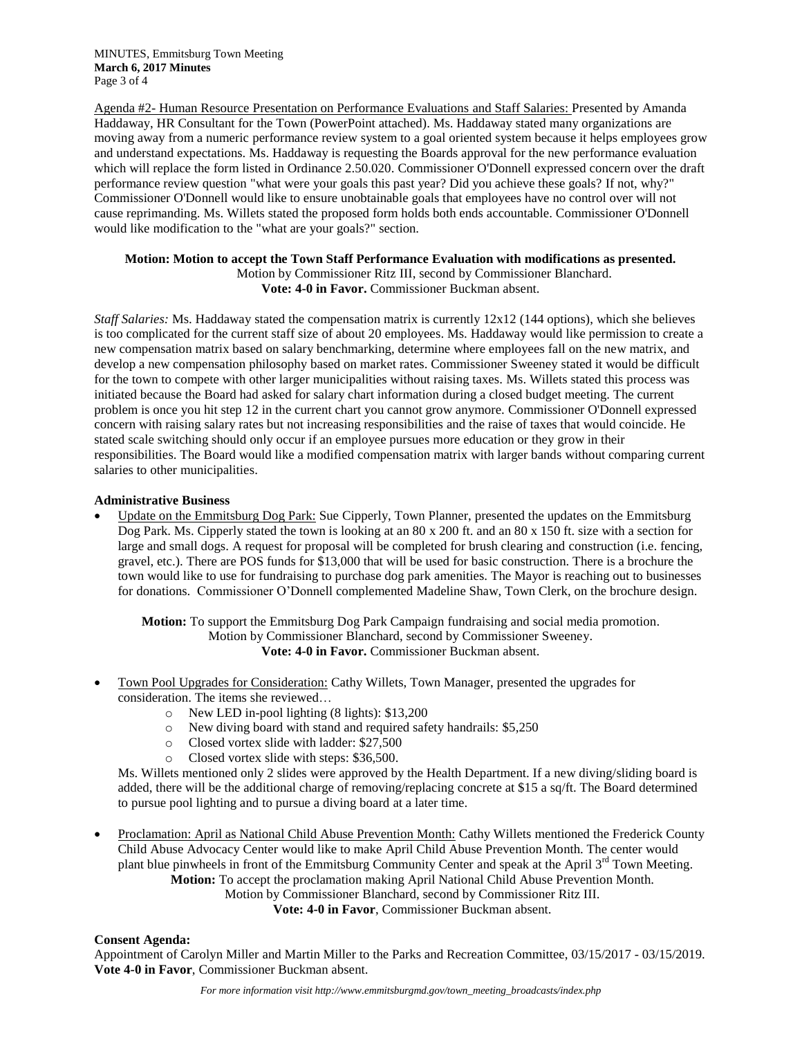Agenda #2- Human Resource Presentation on Performance Evaluations and Staff Salaries: Presented by Amanda Haddaway, HR Consultant for the Town (PowerPoint attached). Ms. Haddaway stated many organizations are moving away from a numeric performance review system to a goal oriented system because it helps employees grow and understand expectations. Ms. Haddaway is requesting the Boards approval for the new performance evaluation which will replace the form listed in Ordinance 2.50.020. Commissioner O'Donnell expressed concern over the draft performance review question "what were your goals this past year? Did you achieve these goals? If not, why?" Commissioner O'Donnell would like to ensure unobtainable goals that employees have no control over will not cause reprimanding. Ms. Willets stated the proposed form holds both ends accountable. Commissioner O'Donnell would like modification to the "what are your goals?" section.

**Motion: Motion to accept the Town Staff Performance Evaluation with modifications as presented.**
Motion by Commissioner Ritz III, second by Commissioner Blanchard.
**Vote: 4-0 in Favor.** Commissioner Buckman absent.

*Staff Salaries:* Ms. Haddaway stated the compensation matrix is currently 12x12 (144 options), which she believes is too complicated for the current staff size of about 20 employees. Ms. Haddaway would like permission to create a new compensation matrix based on salary benchmarking, determine where employees fall on the new matrix, and develop a new compensation philosophy based on market rates. Commissioner Sweeney stated it would be difficult for the town to compete with other larger municipalities without raising taxes. Ms. Willets stated this process was initiated because the Board had asked for salary chart information during a closed budget meeting. The current problem is once you hit step 12 in the current chart you cannot grow anymore. Commissioner O'Donnell expressed concern with raising salary rates but not increasing responsibilities and the raise of taxes that would coincide. He stated scale switching should only occur if an employee pursues more education or they grow in their responsibilities. The Board would like a modified compensation matrix with larger bands without comparing current salaries to other municipalities.

**Administrative Business**

- Update on the Emmitsburg Dog Park: Sue Cipperly, Town Planner, presented the updates on the Emmitsburg Dog Park. Ms. Cipperly stated the town is looking at an 80 x 200 ft. and an 80 x 150 ft. size with a section for large and small dogs. A request for proposal will be completed for brush clearing and construction (i.e. fencing, gravel, etc.). There are POS funds for $13,000 that will be used for basic construction. There is a brochure the town would like to use for fundraising to purchase dog park amenities. The Mayor is reaching out to businesses for donations. Commissioner O'Donnell complemented Madeline Shaw, Town Clerk, on the brochure design.

  **Motion:** To support the Emmitsburg Dog Park Campaign fundraising and social media promotion.
  Motion by Commissioner Blanchard, second by Commissioner Sweeney.
  **Vote: 4-0 in Favor.** Commissioner Buckman absent.

- Town Pool Upgrades for Consideration: Cathy Willets, Town Manager, presented the upgrades for consideration. The items she reviewed…
  - New LED in-pool lighting (8 lights): $13,200
  - New diving board with stand and required safety handrails: $5,250
  - Closed vortex slide with ladder: $27,500
  - Closed vortex slide with steps: $36,500.

  Ms. Willets mentioned only 2 slides were approved by the Health Department. If a new diving/sliding board is added, there will be the additional charge of removing/replacing concrete at $15 a sq/ft. The Board determined to pursue pool lighting and to pursue a diving board at a later time.

- Proclamation: April as National Child Abuse Prevention Month: Cathy Willets mentioned the Frederick County Child Abuse Advocacy Center would like to make April Child Abuse Prevention Month. The center would plant blue pinwheels in front of the Emmitsburg Community Center and speak at the April 3rd Town Meeting.
  **Motion:** To accept the proclamation making April National Child Abuse Prevention Month.
  Motion by Commissioner Blanchard, second by Commissioner Ritz III.
  **Vote: 4-0 in Favor**, Commissioner Buckman absent.

**Consent Agenda:**
Appointment of Carolyn Miller and Martin Miller to the Parks and Recreation Committee, 03/15/2017 - 03/15/2019.
**Vote 4-0 in Favor**, Commissioner Buckman absent.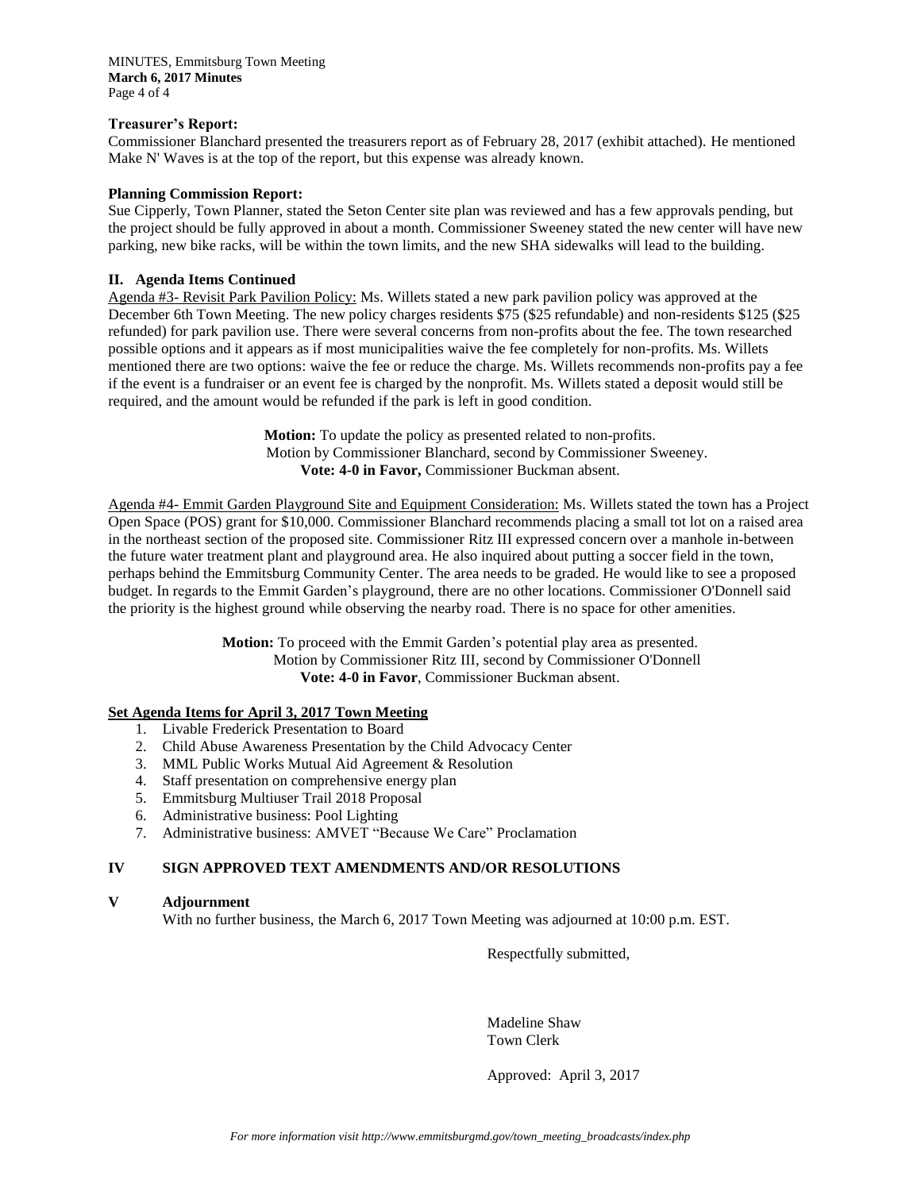**Treasurer's Report:**

Commissioner Blanchard presented the treasurers report as of February 28, 2017 (exhibit attached). He mentioned Make N' Waves is at the top of the report, but this expense was already known.

**Planning Commission Report:**

Sue Cipperly, Town Planner, stated the Seton Center site plan was reviewed and has a few approvals pending, but the project should be fully approved in about a month. Commissioner Sweeney stated the new center will have new parking, new bike racks, will be within the town limits, and the new SHA sidewalks will lead to the building.

## II. Agenda Items Continued

Agenda #3- Revisit Park Pavilion Policy: Ms. Willets stated a new park pavilion policy was approved at the December 6th Town Meeting. The new policy charges residents $75 ($25 refundable) and non-residents $125 ($25 refunded) for park pavilion use. There were several concerns from non-profits about the fee. The town researched possible options and it appears as if most municipalities waive the fee completely for non-profits. Ms. Willets mentioned there are two options: waive the fee or reduce the charge. Ms. Willets recommends non-profits pay a fee if the event is a fundraiser or an event fee is charged by the nonprofit. Ms. Willets stated a deposit would still be required, and the amount would be refunded if the park is left in good condition.

> **Motion:** To update the policy as presented related to non-profits.
> Motion by Commissioner Blanchard, second by Commissioner Sweeney.
> **Vote: 4-0 in Favor,** Commissioner Buckman absent.

Agenda #4- Emmit Garden Playground Site and Equipment Consideration: Ms. Willets stated the town has a Project Open Space (POS) grant for $10,000. Commissioner Blanchard recommends placing a small tot lot on a raised area in the northeast section of the proposed site. Commissioner Ritz III expressed concern over a manhole in-between the future water treatment plant and playground area. He also inquired about putting a soccer field in the town, perhaps behind the Emmitsburg Community Center. The area needs to be graded. He would like to see a proposed budget. In regards to the Emmit Garden's playground, there are no other locations. Commissioner O'Donnell said the priority is the highest ground while observing the nearby road. There is no space for other amenities.

> **Motion:** To proceed with the Emmit Garden's potential play area as presented.
> Motion by Commissioner Ritz III, second by Commissioner O'Donnell
> **Vote: 4-0 in Favor**, Commissioner Buckman absent.

**Set Agenda Items for April 3, 2017 Town Meeting**

1. Livable Frederick Presentation to Board
2. Child Abuse Awareness Presentation by the Child Advocacy Center
3. MML Public Works Mutual Aid Agreement & Resolution
4. Staff presentation on comprehensive energy plan
5. Emmitsburg Multiuser Trail 2018 Proposal
6. Administrative business: Pool Lighting
7. Administrative business: AMVET "Because We Care" Proclamation

## IV SIGN APPROVED TEXT AMENDMENTS AND/OR RESOLUTIONS

## V Adjournment

With no further business, the March 6, 2017 Town Meeting was adjourned at 10:00 p.m. EST.

Respectfully submitted,

Madeline Shaw
Town Clerk

Approved: April 3, 2017

*For more information visit http://www.emmitsburgmd.gov/town_meeting_broadcasts/index.php*